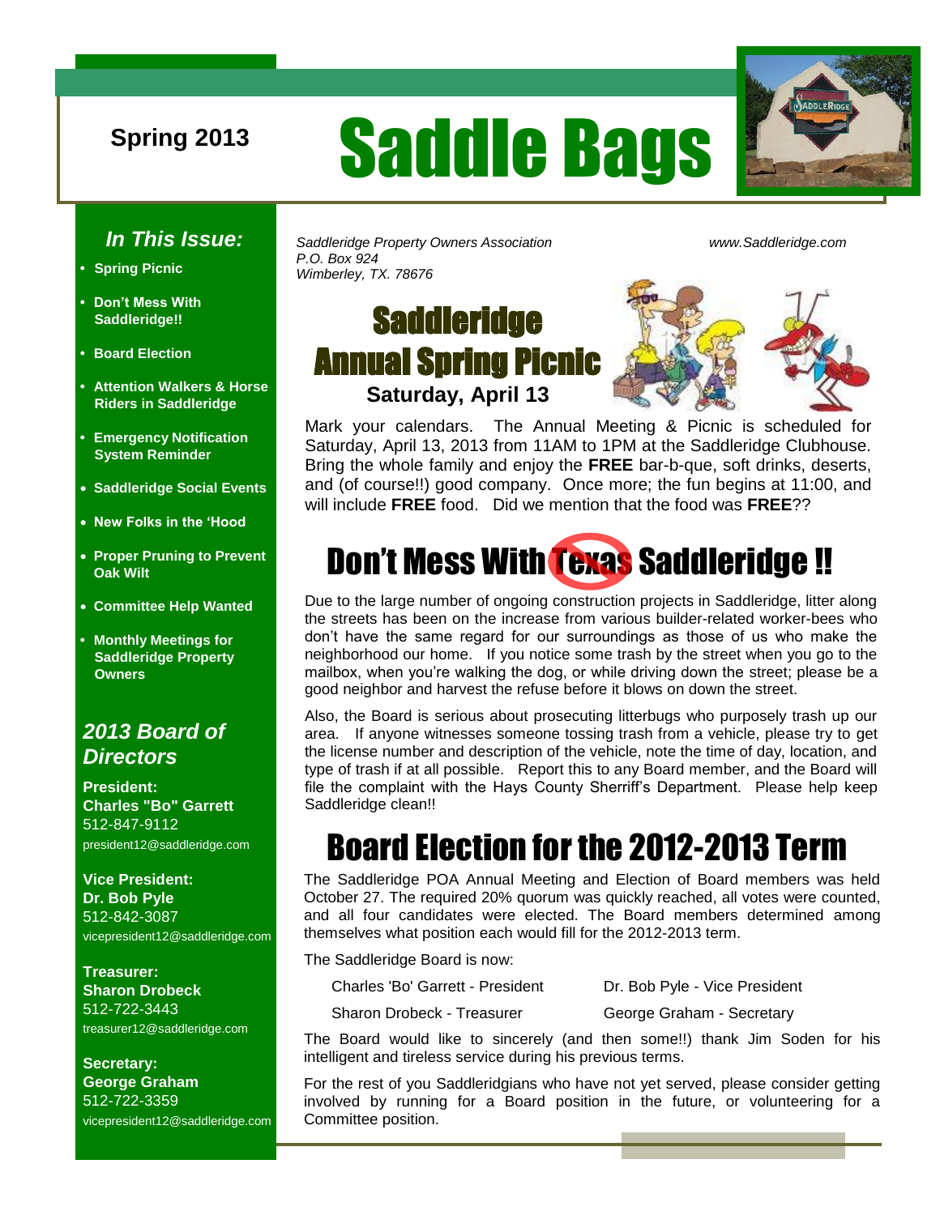Spring 2013

# Saddle Bags

*Saddleridge Property Owners Association*
*P.O. Box 924*
*Wimberley, TX. 78676*

*www.Saddleridge.com*

## *In This Issue:*

- **Spring Picnic**
- **Don't Mess With Saddleridge!!**
- **Board Election**
- **Attention Walkers & Horse Riders in Saddleridge**
- **Emergency Notification System Reminder**
- **Saddleridge Social Events**
- **New Folks in the 'Hood**
- **Proper Pruning to Prevent Oak Wilt**
- **Committee Help Wanted**
- **Monthly Meetings for Saddleridge Property Owners**

## *2013 Board of Directors*

**President:**
**Charles "Bo" Garrett**
512-847-9112
president12@saddleridge.com

**Vice President:**
**Dr. Bob Pyle**
512-842-3087
vicepresident12@saddleridge.com

**Treasurer:**
**Sharon Drobeck**
512-722-3443
treasurer12@saddleridge.com

**Secretary:**
**George Graham**
512-722-3359
vicepresident12@saddleridge.com

## Saddleridge Annual Spring Picnic

**Saturday, April 13**

Mark your calendars. The Annual Meeting & Picnic is scheduled for Saturday, April 13, 2013 from 11AM to 1PM at the Saddleridge Clubhouse. Bring the whole family and enjoy the **FREE** bar-b-que, soft drinks, deserts, and (of course!!) good company. Once more; the fun begins at 11:00, and will include **FREE** food. Did we mention that the food was **FREE**??

## Don't Mess With ~~Texas~~ Saddleridge !!

Due to the large number of ongoing construction projects in Saddleridge, litter along the streets has been on the increase from various builder-related worker-bees who don't have the same regard for our surroundings as those of us who make the neighborhood our home. If you notice some trash by the street when you go to the mailbox, when you're walking the dog, or while driving down the street; please be a good neighbor and harvest the refuse before it blows on down the street.

Also, the Board is serious about prosecuting litterbugs who purposely trash up our area. If anyone witnesses someone tossing trash from a vehicle, please try to get the license number and description of the vehicle, note the time of day, location, and type of trash if at all possible. Report this to any Board member, and the Board will file the complaint with the Hays County Sherriff's Department. Please help keep Saddleridge clean!!

## Board Election for the 2012-2013 Term

The Saddleridge POA Annual Meeting and Election of Board members was held October 27. The required 20% quorum was quickly reached, all votes were counted, and all four candidates were elected. The Board members determined among themselves what position each would fill for the 2012-2013 term.

The Saddleridge Board is now:

Charles 'Bo' Garrett - President
Dr. Bob Pyle - Vice President
Sharon Drobeck - Treasurer
George Graham - Secretary

The Board would like to sincerely (and then some!!) thank Jim Soden for his intelligent and tireless service during his previous terms.

For the rest of you Saddleridgians who have not yet served, please consider getting involved by running for a Board position in the future, or volunteering for a Committee position.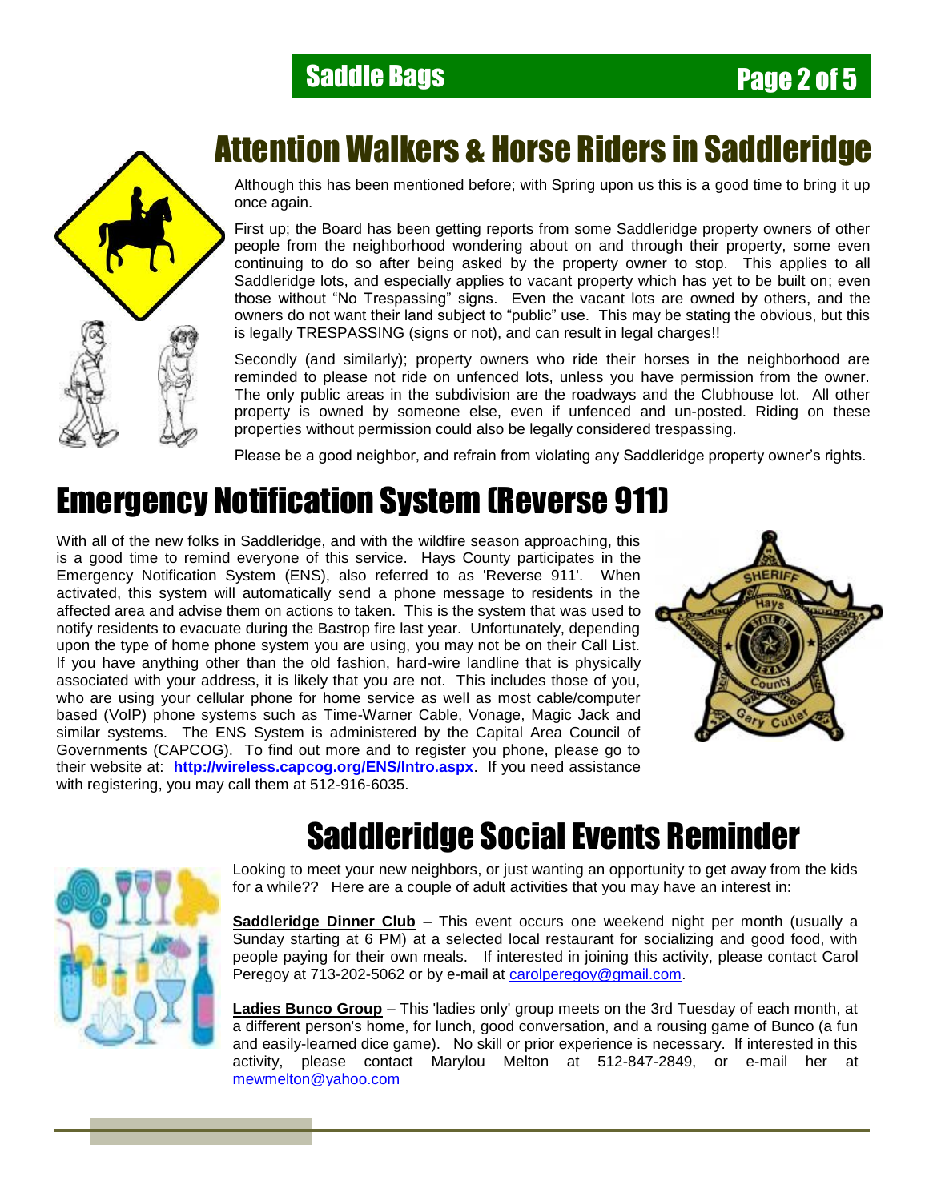# Attention Walkers & Horse Riders in Saddleridge

Although this has been mentioned before; with Spring upon us this is a good time to bring it up once again.

First up; the Board has been getting reports from some Saddleridge property owners of other people from the neighborhood wondering about on and through their property, some even continuing to do so after being asked by the property owner to stop. This applies to all Saddleridge lots, and especially applies to vacant property which has yet to be built on; even those without "No Trespassing" signs. Even the vacant lots are owned by others, and the owners do not want their land subject to "public" use. This may be stating the obvious, but this is legally TRESPASSING (signs or not), and can result in legal charges!!

Secondly (and similarly); property owners who ride their horses in the neighborhood are reminded to please not ride on unfenced lots, unless you have permission from the owner. The only public areas in the subdivision are the roadways and the Clubhouse lot. All other property is owned by someone else, even if unfenced and un-posted. Riding on these properties without permission could also be legally considered trespassing.

Please be a good neighbor, and refrain from violating any Saddleridge property owner's rights.

# Emergency Notification System (Reverse 911)

With all of the new folks in Saddleridge, and with the wildfire season approaching, this is a good time to remind everyone of this service. Hays County participates in the Emergency Notification System (ENS), also referred to as 'Reverse 911'. When activated, this system will automatically send a phone message to residents in the affected area and advise them on actions to taken. This is the system that was used to notify residents to evacuate during the Bastrop fire last year. Unfortunately, depending upon the type of home phone system you are using, you may not be on their Call List. If you have anything other than the old fashion, hard-wire landline that is physically associated with your address, it is likely that you are not. This includes those of you, who are using your cellular phone for home service as well as most cable/computer based (VoIP) phone systems such as Time-Warner Cable, Vonage, Magic Jack and similar systems. The ENS System is administered by the Capital Area Council of Governments (CAPCOG). To find out more and to register you phone, please go to their website at: **http://wireless.capcog.org/ENS/Intro.aspx**. If you need assistance with registering, you may call them at 512-916-6035.

# Saddleridge Social Events Reminder

Looking to meet your new neighbors, or just wanting an opportunity to get away from the kids for a while?? Here are a couple of adult activities that you may have an interest in:

**Saddleridge Dinner Club** – This event occurs one weekend night per month (usually a Sunday starting at 6 PM) at a selected local restaurant for socializing and good food, with people paying for their own meals. If interested in joining this activity, please contact Carol Peregoy at 713-202-5062 or by e-mail at carolperegoy@gmail.com.

**Ladies Bunco Group** – This 'ladies only' group meets on the 3rd Tuesday of each month, at a different person's home, for lunch, good conversation, and a rousing game of Bunco (a fun and easily-learned dice game). No skill or prior experience is necessary. If interested in this activity, please contact Marylou Melton at 512-847-2849, or e-mail her at mewmelton@yahoo.com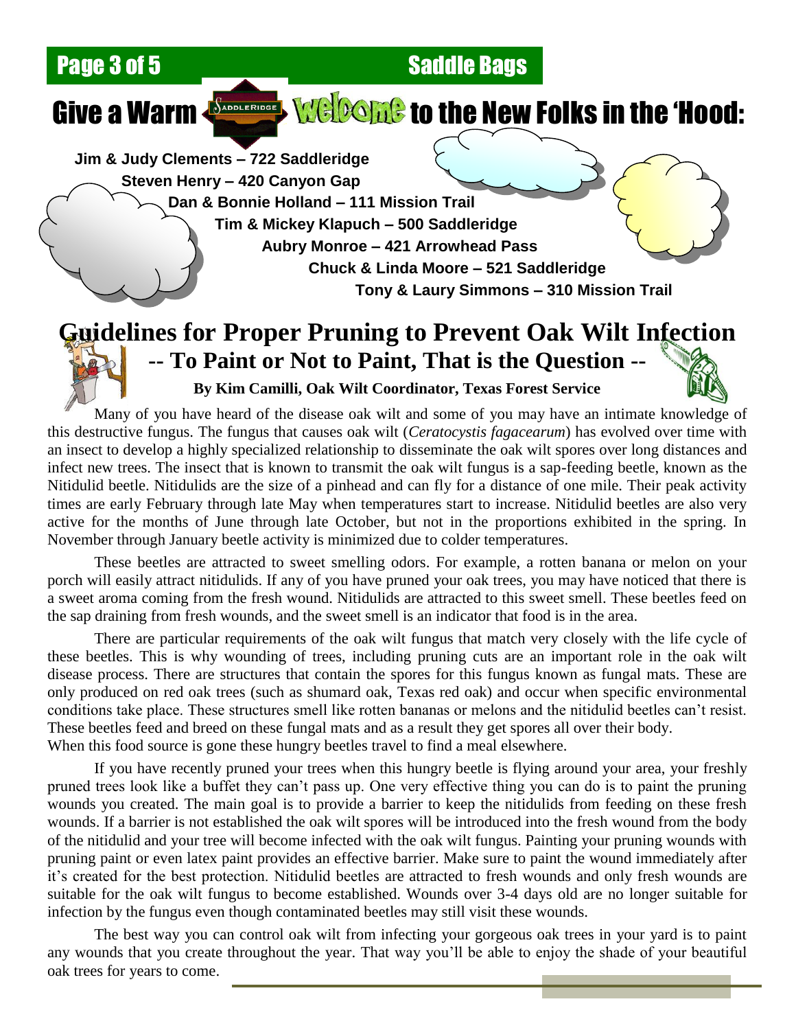# Give a Warm Welcome to the New Folks in the 'Hood:

**Jim & Judy Clements – 722 Saddleridge**

**Steven Henry – 420 Canyon Gap**

**Dan & Bonnie Holland – 111 Mission Trail**

**Tim & Mickey Klapuch – 500 Saddleridge**

**Aubry Monroe – 421 Arrowhead Pass**

**Chuck & Linda Moore – 521 Saddleridge**

**Tony & Laury Simmons – 310 Mission Trail**

# Guidelines for Proper Pruning to Prevent Oak Wilt Infection

## -- To Paint or Not to Paint, That is the Question --

**By Kim Camilli, Oak Wilt Coordinator, Texas Forest Service**

Many of you have heard of the disease oak wilt and some of you may have an intimate knowledge of this destructive fungus. The fungus that causes oak wilt (*Ceratocystis fagacearum*) has evolved over time with an insect to develop a highly specialized relationship to disseminate the oak wilt spores over long distances and infect new trees. The insect that is known to transmit the oak wilt fungus is a sap-feeding beetle, known as the Nitidulid beetle. Nitidulids are the size of a pinhead and can fly for a distance of one mile. Their peak activity times are early February through late May when temperatures start to increase. Nitidulid beetles are also very active for the months of June through late October, but not in the proportions exhibited in the spring. In November through January beetle activity is minimized due to colder temperatures.

These beetles are attracted to sweet smelling odors. For example, a rotten banana or melon on your porch will easily attract nitidulids. If any of you have pruned your oak trees, you may have noticed that there is a sweet aroma coming from the fresh wound. Nitidulids are attracted to this sweet smell. These beetles feed on the sap draining from fresh wounds, and the sweet smell is an indicator that food is in the area.

There are particular requirements of the oak wilt fungus that match very closely with the life cycle of these beetles. This is why wounding of trees, including pruning cuts are an important role in the oak wilt disease process. There are structures that contain the spores for this fungus known as fungal mats. These are only produced on red oak trees (such as shumard oak, Texas red oak) and occur when specific environmental conditions take place. These structures smell like rotten bananas or melons and the nitidulid beetles can't resist. These beetles feed and breed on these fungal mats and as a result they get spores all over their body. When this food source is gone these hungry beetles travel to find a meal elsewhere.

If you have recently pruned your trees when this hungry beetle is flying around your area, your freshly pruned trees look like a buffet they can't pass up. One very effective thing you can do is to paint the pruning wounds you created. The main goal is to provide a barrier to keep the nitidulids from feeding on these fresh wounds. If a barrier is not established the oak wilt spores will be introduced into the fresh wound from the body of the nitidulid and your tree will become infected with the oak wilt fungus. Painting your pruning wounds with pruning paint or even latex paint provides an effective barrier. Make sure to paint the wound immediately after it's created for the best protection. Nitidulid beetles are attracted to fresh wounds and only fresh wounds are suitable for the oak wilt fungus to become established. Wounds over 3-4 days old are no longer suitable for infection by the fungus even though contaminated beetles may still visit these wounds.

The best way you can control oak wilt from infecting your gorgeous oak trees in your yard is to paint any wounds that you create throughout the year. That way you'll be able to enjoy the shade of your beautiful oak trees for years to come.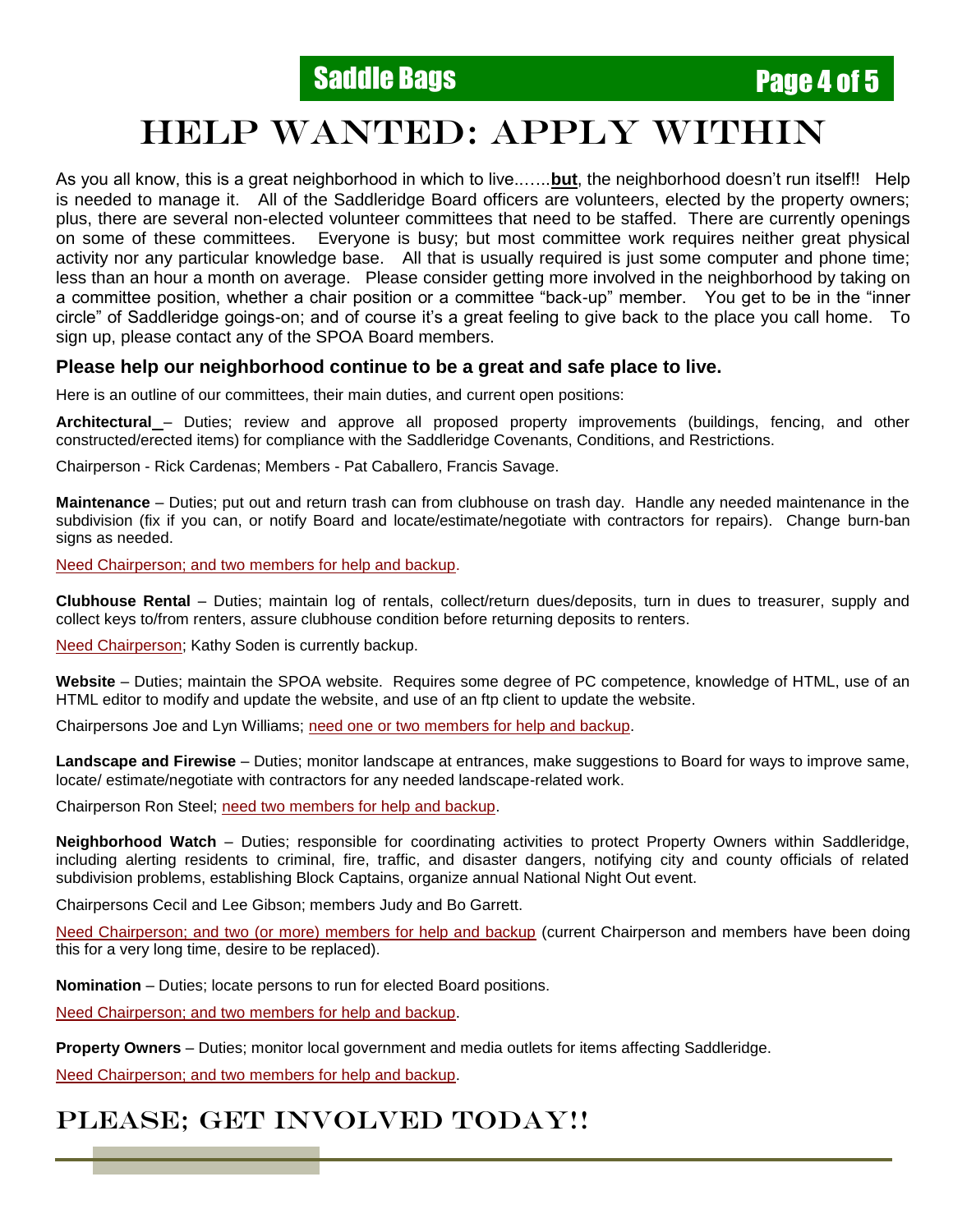# HELP WANTED: APPLY WITHIN

As you all know, this is a great neighborhood in which to live..…..**but**, the neighborhood doesn't run itself!! Help is needed to manage it. All of the Saddleridge Board officers are volunteers, elected by the property owners; plus, there are several non-elected volunteer committees that need to be staffed. There are currently openings on some of these committees. Everyone is busy; but most committee work requires neither great physical activity nor any particular knowledge base. All that is usually required is just some computer and phone time; less than an hour a month on average. Please consider getting more involved in the neighborhood by taking on a committee position, whether a chair position or a committee "back-up" member. You get to be in the "inner circle" of Saddleridge goings-on; and of course it's a great feeling to give back to the place you call home. To sign up, please contact any of the SPOA Board members.

### Please help our neighborhood continue to be a great and safe place to live.

Here is an outline of our committees, their main duties, and current open positions:

**Architectural** – Duties; review and approve all proposed property improvements (buildings, fencing, and other constructed/erected items) for compliance with the Saddleridge Covenants, Conditions, and Restrictions.

Chairperson - Rick Cardenas; Members - Pat Caballero, Francis Savage.

**Maintenance** – Duties; put out and return trash can from clubhouse on trash day. Handle any needed maintenance in the subdivision (fix if you can, or notify Board and locate/estimate/negotiate with contractors for repairs). Change burn-ban signs as needed.

Need Chairperson; and two members for help and backup.

**Clubhouse Rental** – Duties; maintain log of rentals, collect/return dues/deposits, turn in dues to treasurer, supply and collect keys to/from renters, assure clubhouse condition before returning deposits to renters.

Need Chairperson; Kathy Soden is currently backup.

**Website** – Duties; maintain the SPOA website. Requires some degree of PC competence, knowledge of HTML, use of an HTML editor to modify and update the website, and use of an ftp client to update the website.

Chairpersons Joe and Lyn Williams; need one or two members for help and backup.

**Landscape and Firewise** – Duties; monitor landscape at entrances, make suggestions to Board for ways to improve same, locate/ estimate/negotiate with contractors for any needed landscape-related work.

Chairperson Ron Steel; need two members for help and backup.

**Neighborhood Watch** – Duties; responsible for coordinating activities to protect Property Owners within Saddleridge, including alerting residents to criminal, fire, traffic, and disaster dangers, notifying city and county officials of related subdivision problems, establishing Block Captains, organize annual National Night Out event.

Chairpersons Cecil and Lee Gibson; members Judy and Bo Garrett.

Need Chairperson; and two (or more) members for help and backup (current Chairperson and members have been doing this for a very long time, desire to be replaced).

**Nomination** – Duties; locate persons to run for elected Board positions.

Need Chairperson; and two members for help and backup.

**Property Owners** – Duties; monitor local government and media outlets for items affecting Saddleridge.

Need Chairperson; and two members for help and backup.

## PLEASE; GET INVOLVED TODAY!!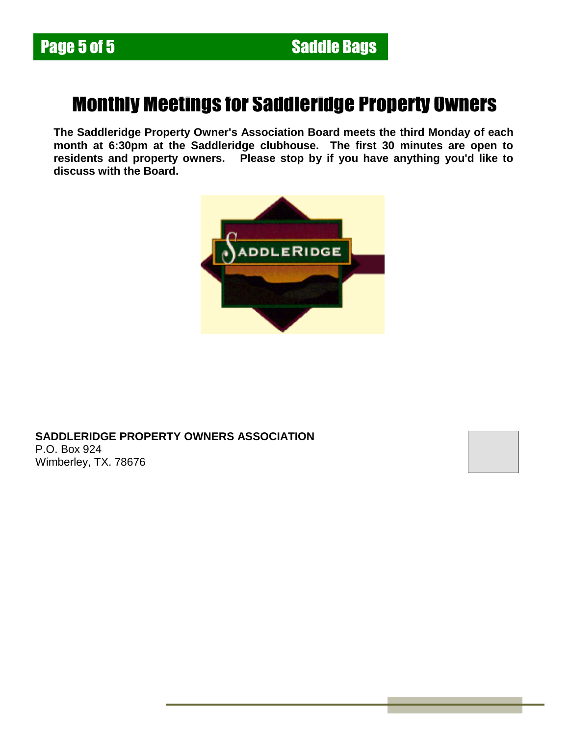# Monthly Meetings for Saddleridge Property Owners

**The Saddleridge Property Owner's Association Board meets the third Monday of each month at 6:30pm at the Saddleridge clubhouse. The first 30 minutes are open to residents and property owners. Please stop by if you have anything you'd like to discuss with the Board.**

**SADDLERIDGE PROPERTY OWNERS ASSOCIATION**
P.O. Box 924
Wimberley, TX. 78676